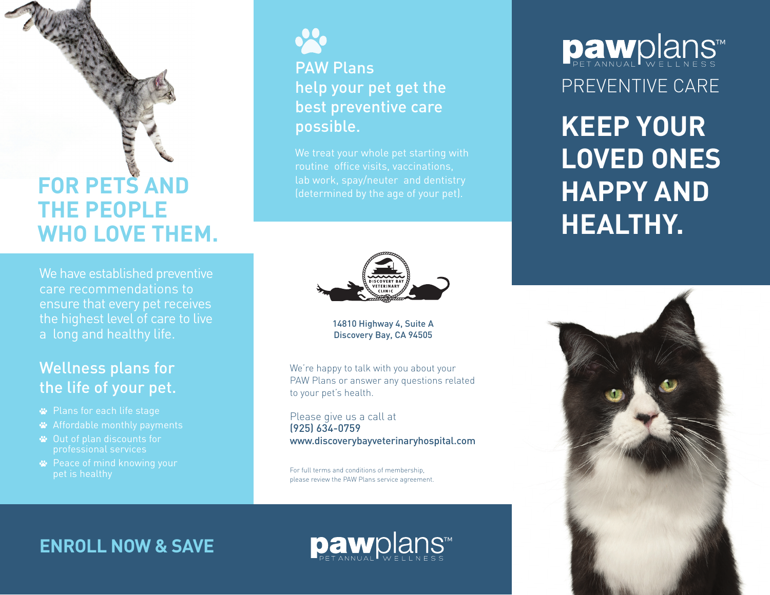# pawplans™ PET ANNUAL WELLNESS

## PREVENTIVE CARE

# KEEP YOUR LOVED ONES HAPPY AND HEALTHY.

## FOR PETS AND THE PEOPLE WHO LOVE THEM.

We have established preventive care recommendations to ensure that every pet receives the highest level of care to live a long and healthy life.

### Wellness plans for the life of your pet.

- Plans for each life stage
- Affordable monthly payments
- Out of plan discounts for professional services
- Peace of mind knowing your pet is healthy

## PAW Plans help your pet get the best preventive care possible.

We treat your whole pet starting with routine office visits, vaccinations, lab work, spay/neuter and dentistry (determined by the age of your pet).

DISCOVERY BAY VETERINARY CLINIC

14810 Highway 4, Suite A
Discovery Bay, CA 94505

We're happy to talk with you about your PAW Plans or answer any questions related to your pet's health.

Please give us a call at
**(925) 634-0759**
**www.discoverybayveterinaryhospital.com**

For full terms and conditions of membership, please review the PAW Plans service agreement.

## ENROLL NOW & SAVE

pawplans™ PET ANNUAL WELLNESS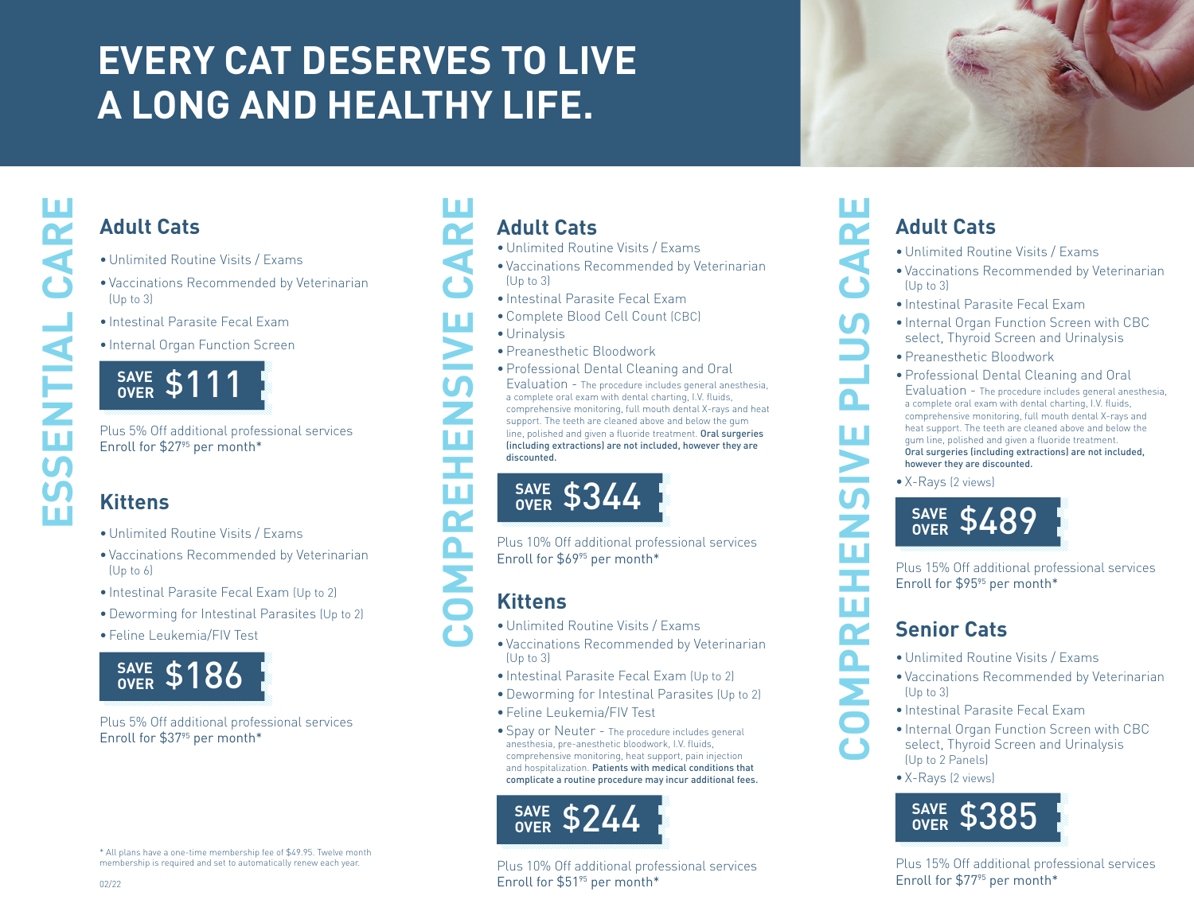# EVERY CAT DESERVES TO LIVE A LONG AND HEALTHY LIFE.

## ESSENTIAL CARE

### Adult Cats

- Unlimited Routine Visits / Exams
- Vaccinations Recommended by Veterinarian (Up to 3)
- Intestinal Parasite Fecal Exam
- Internal Organ Function Screen

**SAVE OVER $111**

Plus 5% Off additional professional services
Enroll for $27[95] per month*

### Kittens

- Unlimited Routine Visits / Exams
- Vaccinations Recommended by Veterinarian (Up to 6)
- Intestinal Parasite Fecal Exam (Up to 2)
- Deworming for Intestinal Parasites (Up to 2)
- Feline Leukemia/FIV Test

**SAVE OVER $186**

Plus 5% Off additional professional services
Enroll for $37[95] per month*

\* All plans have a one-time membership fee of $49.95. Twelve month membership is required and set to automatically renew each year.

02/22

## COMPREHENSIVE CARE

### Adult Cats

- Unlimited Routine Visits / Exams
- Vaccinations Recommended by Veterinarian (Up to 3)
- Intestinal Parasite Fecal Exam
- Complete Blood Cell Count (CBC)
- Urinalysis
- Preanesthetic Bloodwork
- Professional Dental Cleaning and Oral Evaluation - The procedure includes general anesthesia, a complete oral exam with dental charting, I.V. fluids, comprehensive monitoring, full mouth dental X-rays and heat support. The teeth are cleaned above and below the gum line, polished and given a fluoride treatment. **Oral surgeries (including extractions) are not included, however they are discounted.**

**SAVE OVER $344**

Plus 10% Off additional professional services
Enroll for $69[95] per month*

### Kittens

- Unlimited Routine Visits / Exams
- Vaccinations Recommended by Veterinarian (Up to 3)
- Intestinal Parasite Fecal Exam (Up to 2)
- Deworming for Intestinal Parasites (Up to 2)
- Feline Leukemia/FIV Test
- Spay or Neuter - The procedure includes general anesthesia, pre-anesthetic bloodwork, I.V. fluids, comprehensive monitoring, heat support, pain injection and hospitalization. **Patients with medical conditions that complicate a routine procedure may incur additional fees.**

**SAVE OVER $244**

Plus 10% Off additional professional services
Enroll for $51[95] per month*

## COMPREHENSIVE PLUS CARE

### Adult Cats

- Unlimited Routine Visits / Exams
- Vaccinations Recommended by Veterinarian (Up to 3)
- Intestinal Parasite Fecal Exam
- Internal Organ Function Screen with CBC select, Thyroid Screen and Urinalysis
- Preanesthetic Bloodwork
- Professional Dental Cleaning and Oral Evaluation - The procedure includes general anesthesia, a complete oral exam with dental charting, I.V. fluids, comprehensive monitoring, full mouth dental X-rays and heat support. The teeth are cleaned above and below the gum line, polished and given a fluoride treatment. **Oral surgeries (including extractions) are not included, however they are discounted.**
- X-Rays (2 views)

**SAVE OVER $489**

Plus 15% Off additional professional services
Enroll for $95[95] per month*

### Senior Cats

- Unlimited Routine Visits / Exams
- Vaccinations Recommended by Veterinarian (Up to 3)
- Intestinal Parasite Fecal Exam
- Internal Organ Function Screen with CBC select, Thyroid Screen and Urinalysis (Up to 2 Panels)
- X-Rays (2 views)

**SAVE OVER $385**

Plus 15% Off additional professional services
Enroll for $77[95] per month*